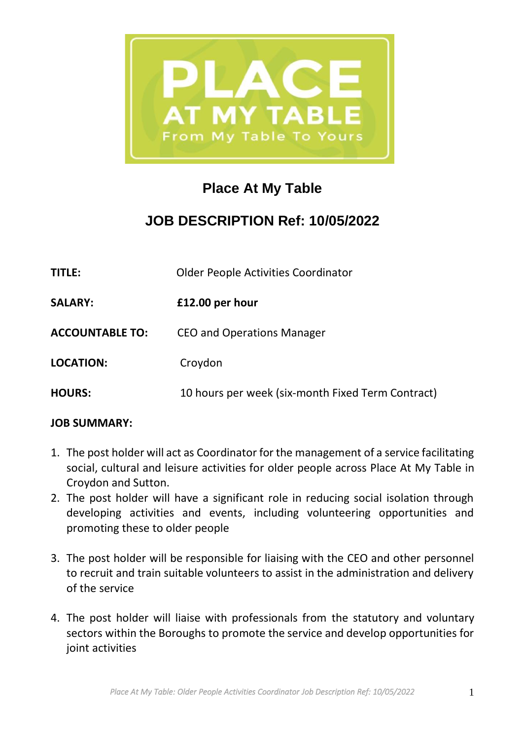# Place At My Table

## JOB DESCRIPTION Ref: 10/05/2022

| | |
|---|---|
| **TITLE:** | Older People Activities Coordinator |
| **SALARY:** | **£12.00 per hour** |
| **ACCOUNTABLE TO:** | CEO and Operations Manager |
| **LOCATION:** | Croydon |
| **HOURS:** | 10 hours per week (six-month Fixed Term Contract) |

**JOB SUMMARY:**

1. The post holder will act as Coordinator for the management of a service facilitating social, cultural and leisure activities for older people across Place At My Table in Croydon and Sutton.
2. The post holder will have a significant role in reducing social isolation through developing activities and events, including volunteering opportunities and promoting these to older people
3. The post holder will be responsible for liaising with the CEO and other personnel to recruit and train suitable volunteers to assist in the administration and delivery of the service
4. The post holder will liaise with professionals from the statutory and voluntary sectors within the Boroughs to promote the service and develop opportunities for joint activities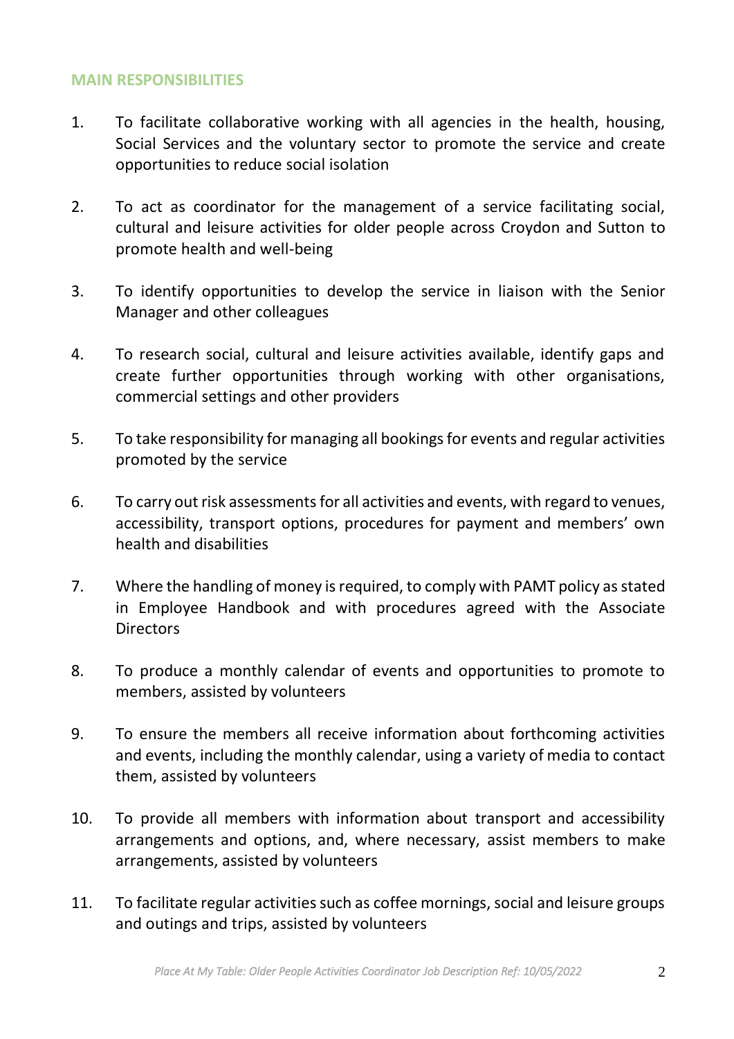## MAIN RESPONSIBILITIES

1. To facilitate collaborative working with all agencies in the health, housing, Social Services and the voluntary sector to promote the service and create opportunities to reduce social isolation

2. To act as coordinator for the management of a service facilitating social, cultural and leisure activities for older people across Croydon and Sutton to promote health and well-being

3. To identify opportunities to develop the service in liaison with the Senior Manager and other colleagues

4. To research social, cultural and leisure activities available, identify gaps and create further opportunities through working with other organisations, commercial settings and other providers

5. To take responsibility for managing all bookings for events and regular activities promoted by the service

6. To carry out risk assessments for all activities and events, with regard to venues, accessibility, transport options, procedures for payment and members' own health and disabilities

7. Where the handling of money is required, to comply with PAMT policy as stated in Employee Handbook and with procedures agreed with the Associate Directors

8. To produce a monthly calendar of events and opportunities to promote to members, assisted by volunteers

9. To ensure the members all receive information about forthcoming activities and events, including the monthly calendar, using a variety of media to contact them, assisted by volunteers

10. To provide all members with information about transport and accessibility arrangements and options, and, where necessary, assist members to make arrangements, assisted by volunteers

11. To facilitate regular activities such as coffee mornings, social and leisure groups and outings and trips, assisted by volunteers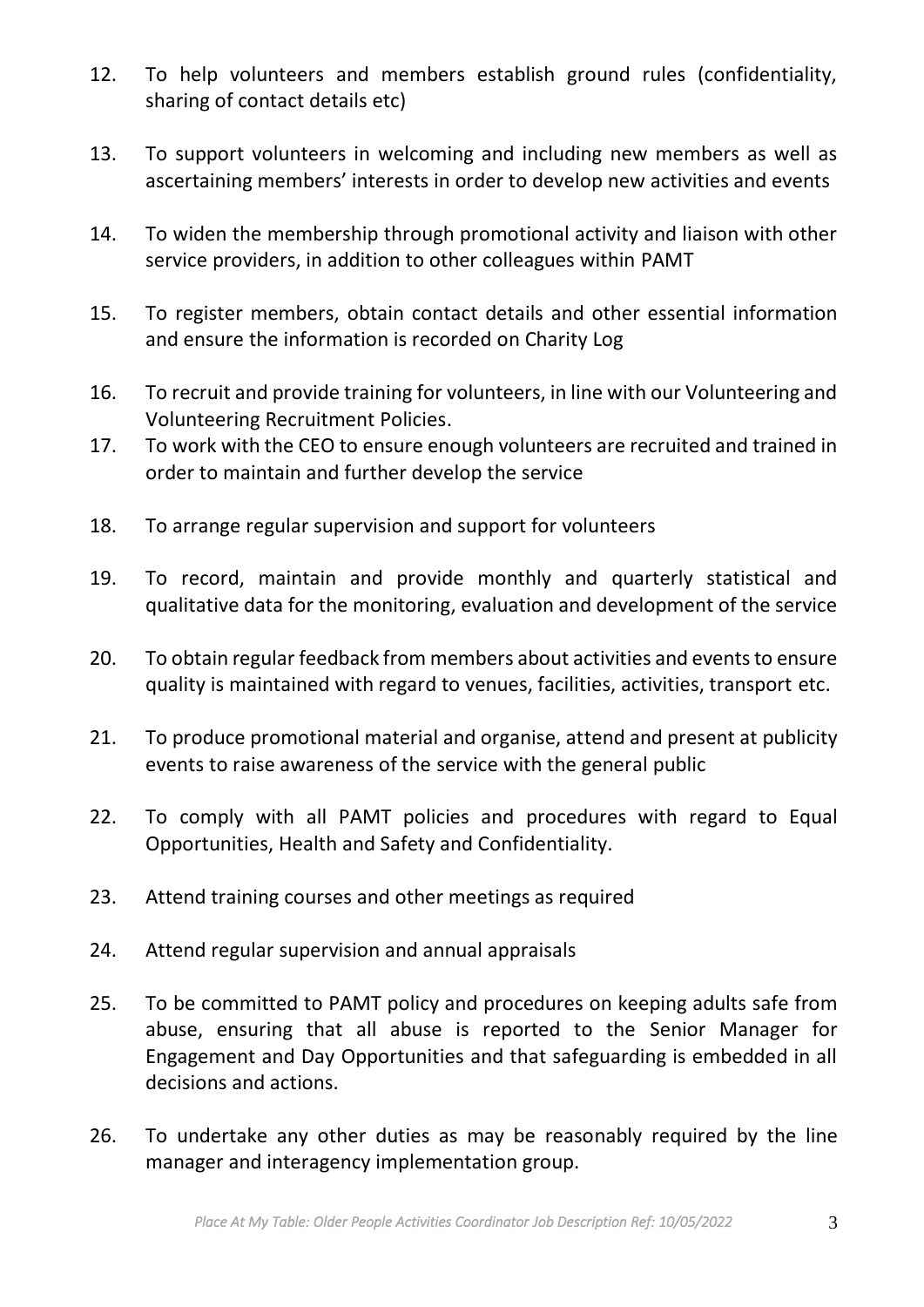12. To help volunteers and members establish ground rules (confidentiality, sharing of contact details etc)

13. To support volunteers in welcoming and including new members as well as ascertaining members' interests in order to develop new activities and events

14. To widen the membership through promotional activity and liaison with other service providers, in addition to other colleagues within PAMT

15. To register members, obtain contact details and other essential information and ensure the information is recorded on Charity Log

16. To recruit and provide training for volunteers, in line with our Volunteering and Volunteering Recruitment Policies.

17. To work with the CEO to ensure enough volunteers are recruited and trained in order to maintain and further develop the service

18. To arrange regular supervision and support for volunteers

19. To record, maintain and provide monthly and quarterly statistical and qualitative data for the monitoring, evaluation and development of the service

20. To obtain regular feedback from members about activities and events to ensure quality is maintained with regard to venues, facilities, activities, transport etc.

21. To produce promotional material and organise, attend and present at publicity events to raise awareness of the service with the general public

22. To comply with all PAMT policies and procedures with regard to Equal Opportunities, Health and Safety and Confidentiality.

23. Attend training courses and other meetings as required

24. Attend regular supervision and annual appraisals

25. To be committed to PAMT policy and procedures on keeping adults safe from abuse, ensuring that all abuse is reported to the Senior Manager for Engagement and Day Opportunities and that safeguarding is embedded in all decisions and actions.

26. To undertake any other duties as may be reasonably required by the line manager and interagency implementation group.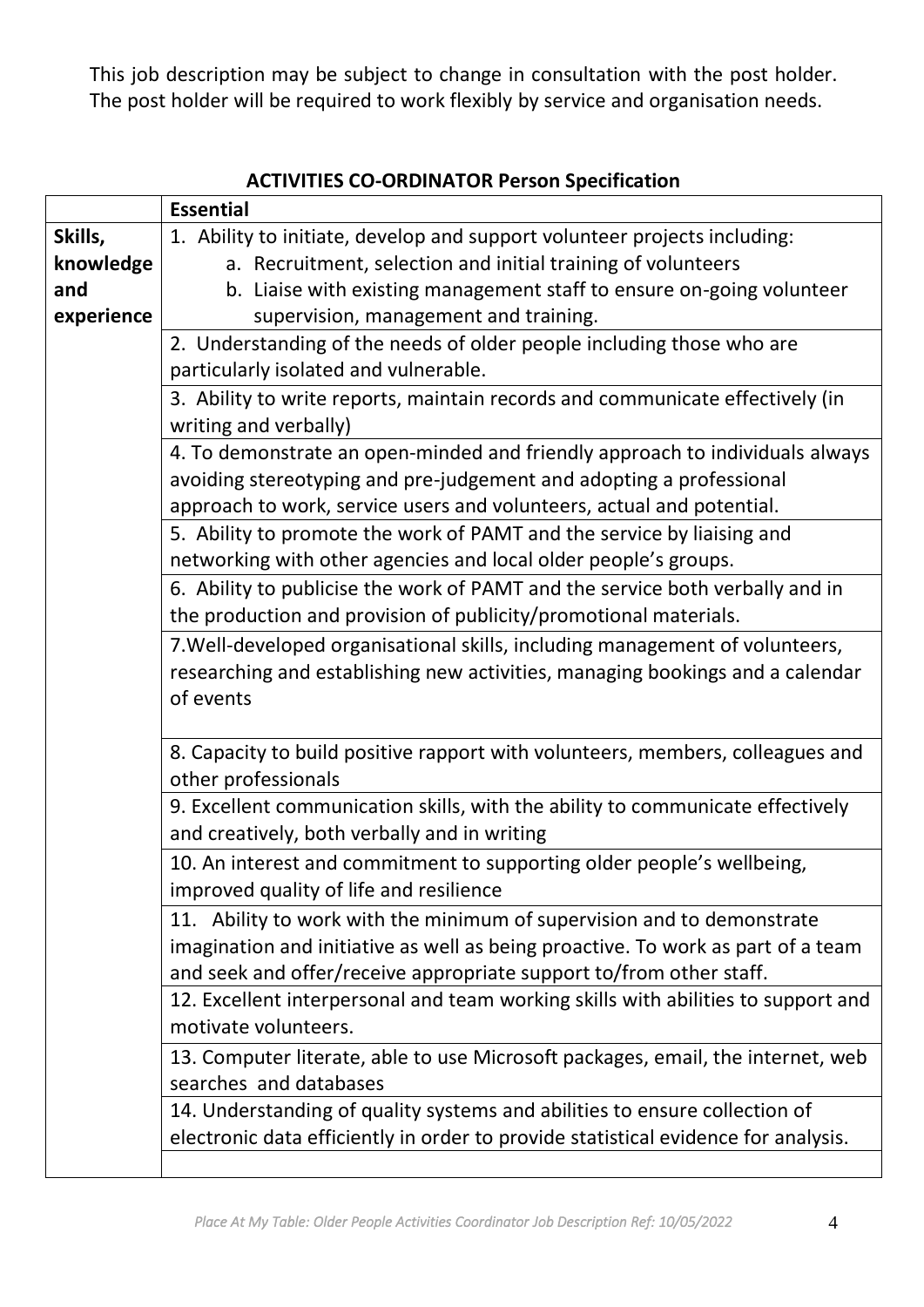This job description may be subject to change in consultation with the post holder. The post holder will be required to work flexibly by service and organisation needs.

**ACTIVITIES CO-ORDINATOR Person Specification**

| | **Essential** |
|---|---|
| **Skills, knowledge and experience** | 1. Ability to initiate, develop and support volunteer projects including:<br>a. Recruitment, selection and initial training of volunteers<br>b. Liaise with existing management staff to ensure on-going volunteer supervision, management and training. |
| | 2. Understanding of the needs of older people including those who are particularly isolated and vulnerable. |
| | 3. Ability to write reports, maintain records and communicate effectively (in writing and verbally) |
| | 4. To demonstrate an open-minded and friendly approach to individuals always avoiding stereotyping and pre-judgement and adopting a professional approach to work, service users and volunteers, actual and potential. |
| | 5. Ability to promote the work of PAMT and the service by liaising and networking with other agencies and local older people's groups. |
| | 6. Ability to publicise the work of PAMT and the service both verbally and in the production and provision of publicity/promotional materials. |
| | 7.Well-developed organisational skills, including management of volunteers, researching and establishing new activities, managing bookings and a calendar of events |
| | 8. Capacity to build positive rapport with volunteers, members, colleagues and other professionals |
| | 9. Excellent communication skills, with the ability to communicate effectively and creatively, both verbally and in writing |
| | 10. An interest and commitment to supporting older people's wellbeing, improved quality of life and resilience |
| | 11. Ability to work with the minimum of supervision and to demonstrate imagination and initiative as well as being proactive. To work as part of a team and seek and offer/receive appropriate support to/from other staff. |
| | 12. Excellent interpersonal and team working skills with abilities to support and motivate volunteers. |
| | 13. Computer literate, able to use Microsoft packages, email, the internet, web searches and databases |
| | 14. Understanding of quality systems and abilities to ensure collection of electronic data efficiently in order to provide statistical evidence for analysis. |
| | |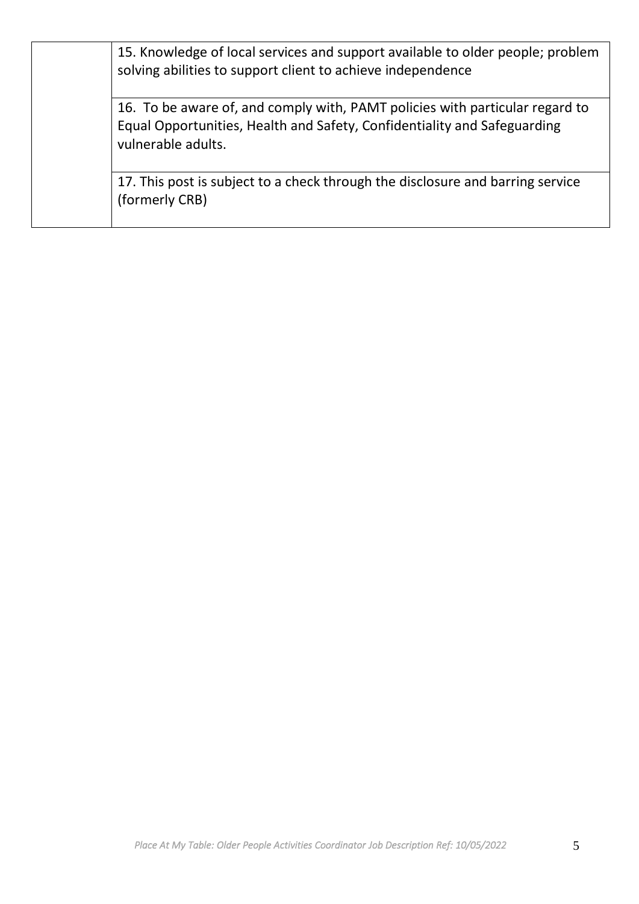| | |
|---|---|
| | 15. Knowledge of local services and support available to older people; problem solving abilities to support client to achieve independence |
| | 16. To be aware of, and comply with, PAMT policies with particular regard to Equal Opportunities, Health and Safety, Confidentiality and Safeguarding vulnerable adults. |
| | 17. This post is subject to a check through the disclosure and barring service (formerly CRB) |